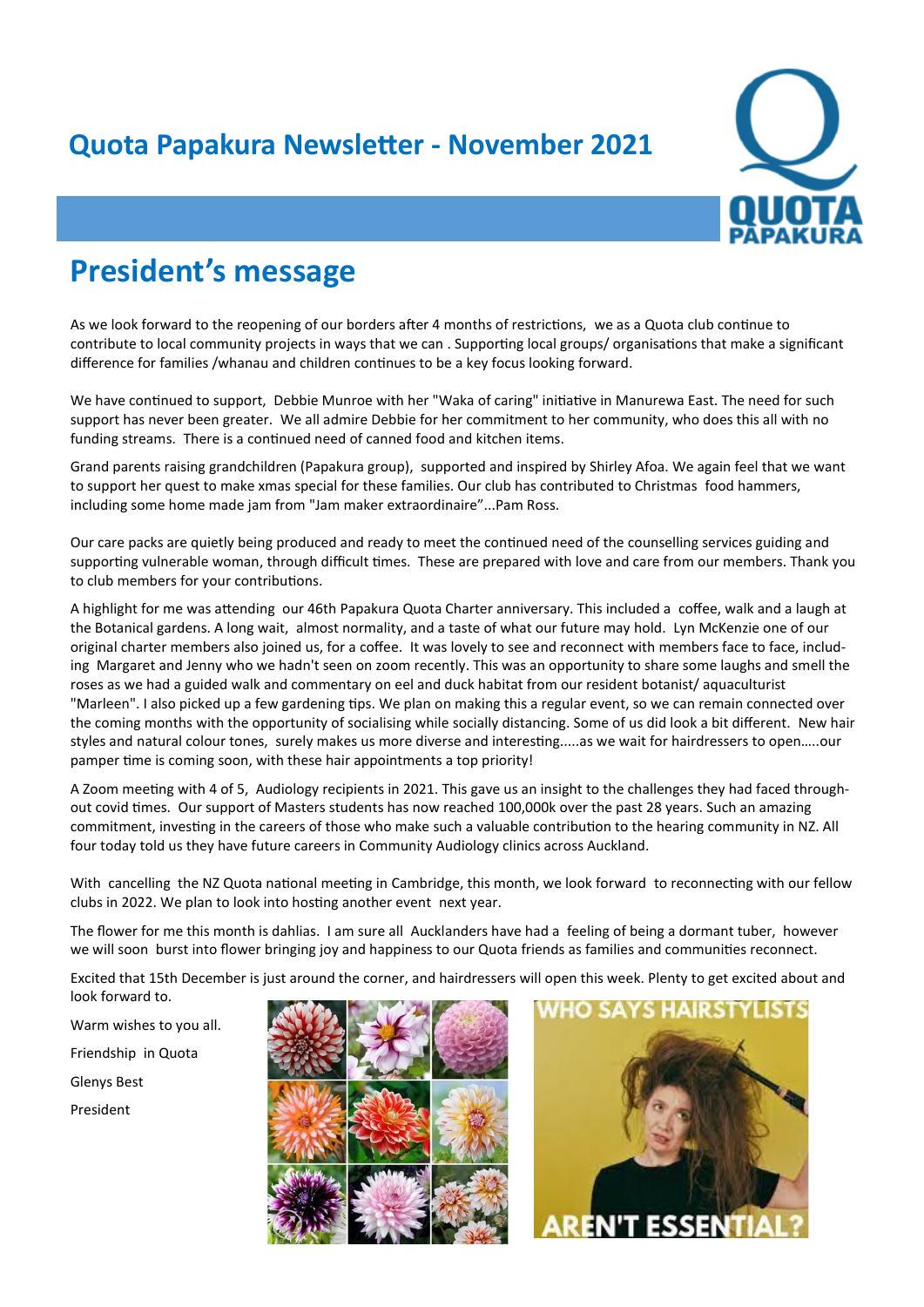# Quota Papakura Newsletter - November 2021

## President's message

As we look forward to the reopening of our borders after 4 months of restrictions, we as a Quota club continue to contribute to local community projects in ways that we can . Supporting local groups/ organisations that make a significant difference for families /whanau and children continues to be a key focus looking forward.

We have continued to support, Debbie Munroe with her "Waka of caring" initiative in Manurewa East. The need for such support has never been greater. We all admire Debbie for her commitment to her community, who does this all with no funding streams. There is a continued need of canned food and kitchen items.

Grand parents raising grandchildren (Papakura group), supported and inspired by Shirley Afoa. We again feel that we want to support her quest to make xmas special for these families. Our club has contributed to Christmas food hammers, including some home made jam from "Jam maker extraordinaire"...Pam Ross.

Our care packs are quietly being produced and ready to meet the continued need of the counselling services guiding and supporting vulnerable woman, through difficult times. These are prepared with love and care from our members. Thank you to club members for your contributions.

A highlight for me was attending our 46th Papakura Quota Charter anniversary. This included a coffee, walk and a laugh at the Botanical gardens. A long wait, almost normality, and a taste of what our future may hold. Lyn McKenzie one of our original charter members also joined us, for a coffee. It was lovely to see and reconnect with members face to face, including Margaret and Jenny who we hadn't seen on zoom recently. This was an opportunity to share some laughs and smell the roses as we had a guided walk and commentary on eel and duck habitat from our resident botanist/ aquaculturist "Marleen". I also picked up a few gardening tips. We plan on making this a regular event, so we can remain connected over the coming months with the opportunity of socialising while socially distancing. Some of us did look a bit different. New hair styles and natural colour tones, surely makes us more diverse and interesting.....as we wait for hairdressers to open…..our pamper time is coming soon, with these hair appointments a top priority!

A Zoom meeting with 4 of 5, Audiology recipients in 2021. This gave us an insight to the challenges they had faced throughout covid times. Our support of Masters students has now reached 100,000k over the past 28 years. Such an amazing commitment, investing in the careers of those who make such a valuable contribution to the hearing community in NZ. All four today told us they have future careers in Community Audiology clinics across Auckland.

With cancelling the NZ Quota national meeting in Cambridge, this month, we look forward to reconnecting with our fellow clubs in 2022. We plan to look into hosting another event next year.

The flower for me this month is dahlias. I am sure all Aucklanders have had a feeling of being a dormant tuber, however we will soon burst into flower bringing joy and happiness to our Quota friends as families and communities reconnect.

Excited that 15th December is just around the corner, and hairdressers will open this week. Plenty to get excited about and look forward to.

Warm wishes to you all.

Friendship in Quota

Glenys Best

President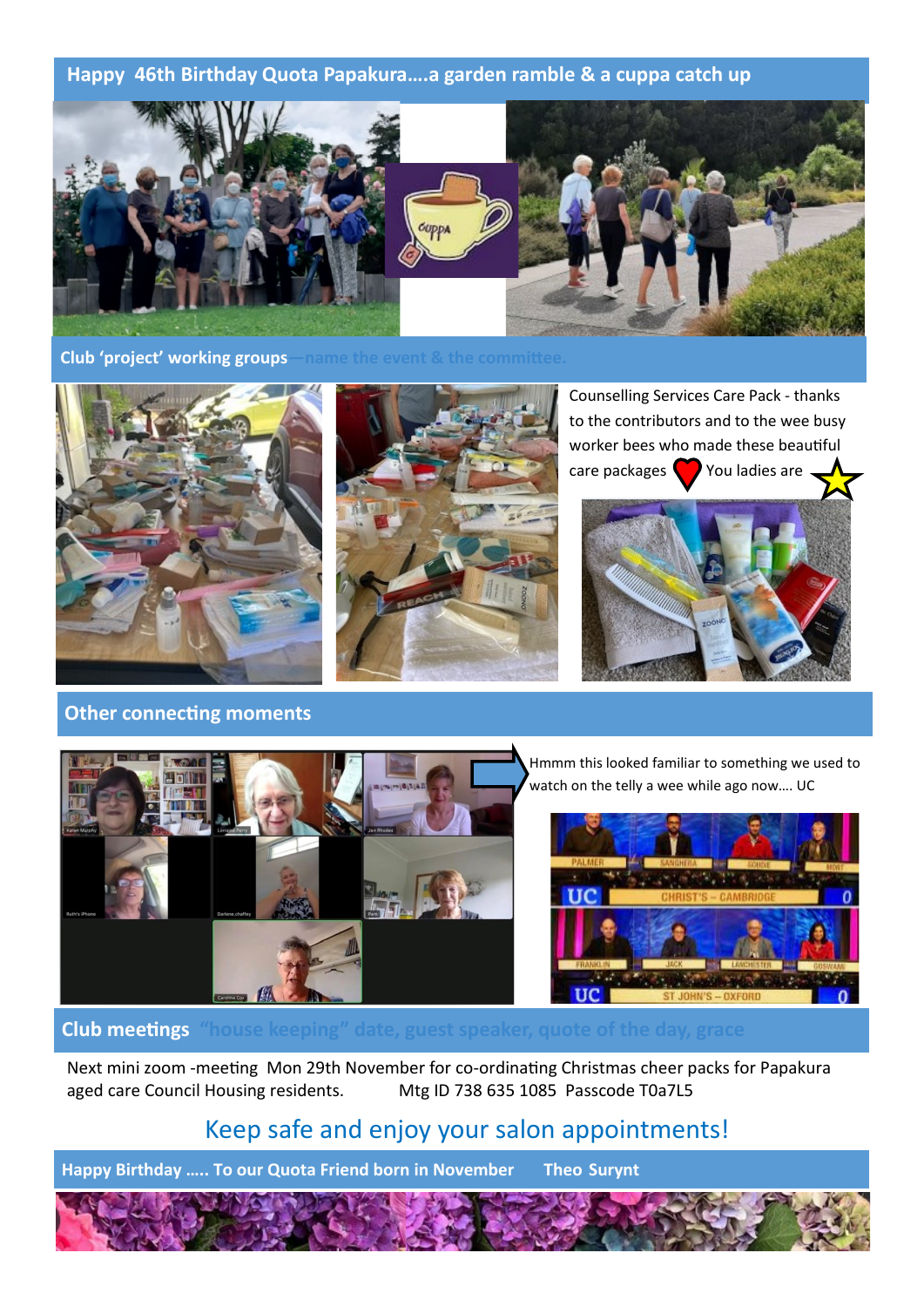## Happy 46th Birthday Quota Papakura….a garden ramble & a cuppa catch up

## Club ‘project’ working groups —name the event & the committee.

Counselling Services Care Pack - thanks to the contributors and to the wee busy worker bees who made these beautiful care packages ❤ You ladies are ☆

## Other connecting moments

Hmmm this looked familiar to something we used to watch on the telly a wee while ago now…. UC

## Club meetings “house keeping” date, guest speaker, quote of the day, grace

Next mini zoom -meeting Mon 29th November for co-ordinating Christmas cheer packs for Papakura aged care Council Housing residents. Mtg ID 738 635 1085 Passcode T0a7L5

## Keep safe and enjoy your salon appointments!

**Happy Birthday ….. To our Quota Friend born in November Theo Surynt**